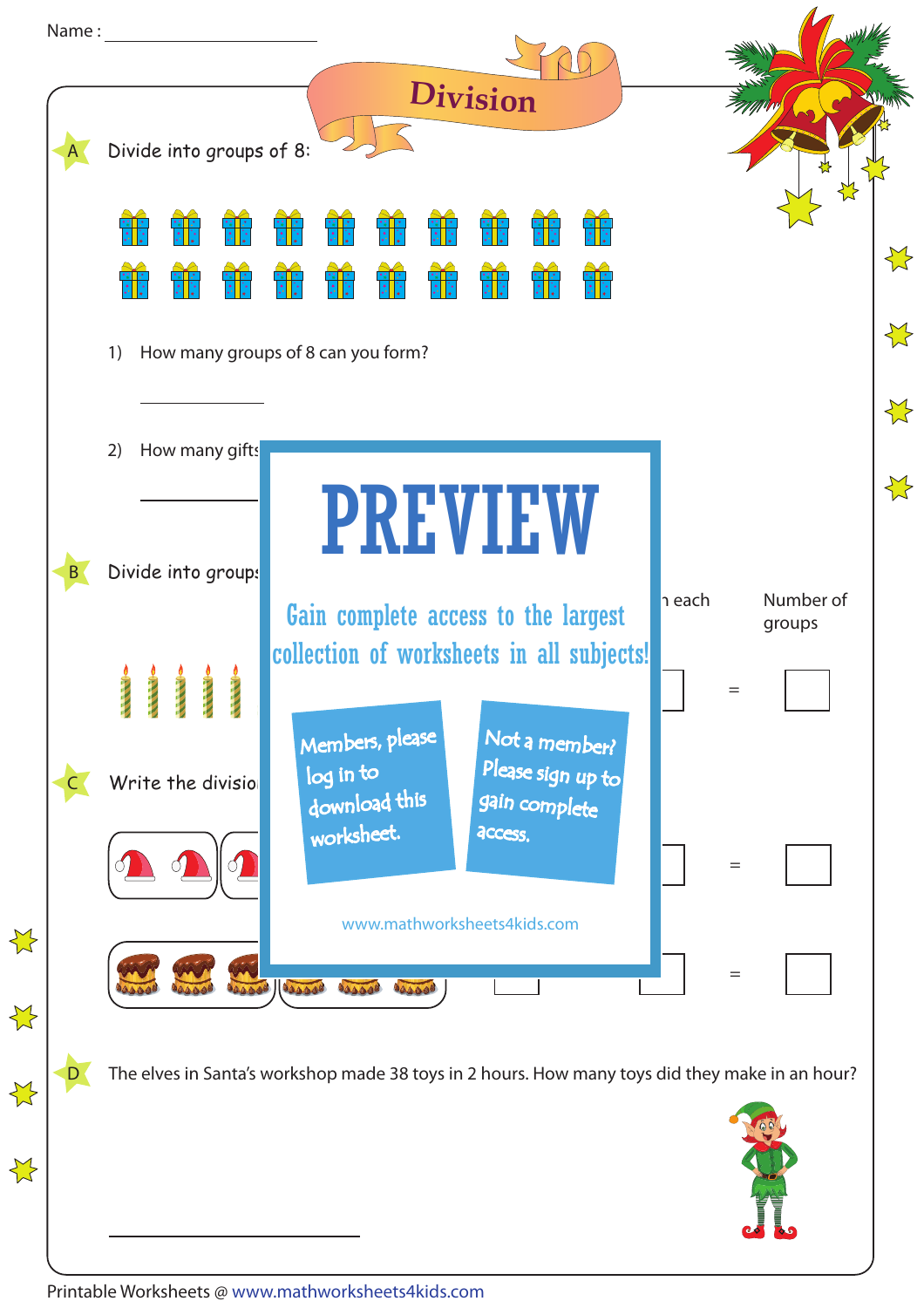Name : ____________________

# Division

**A** Divide into groups of 8:

1) How many groups of 8 can you form?

_______________

2) How many gifts

_______________

**B** Divide into groups

each | | Number of groups
--- | --- | ---
 | = | 

**C** Write the division

= 

= 

# PREVIEW

Gain complete access to the largest collection of worksheets in all subjects!

Members, please log in to download this worksheet.

Not a member? Please sign up to gain complete access.

www.mathworksheets4kids.com

**D** The elves in Santa's workshop made 38 toys in 2 hours. How many toys did they make in an hour?

_______________

Printable Worksheets @ www.mathworksheets4kids.com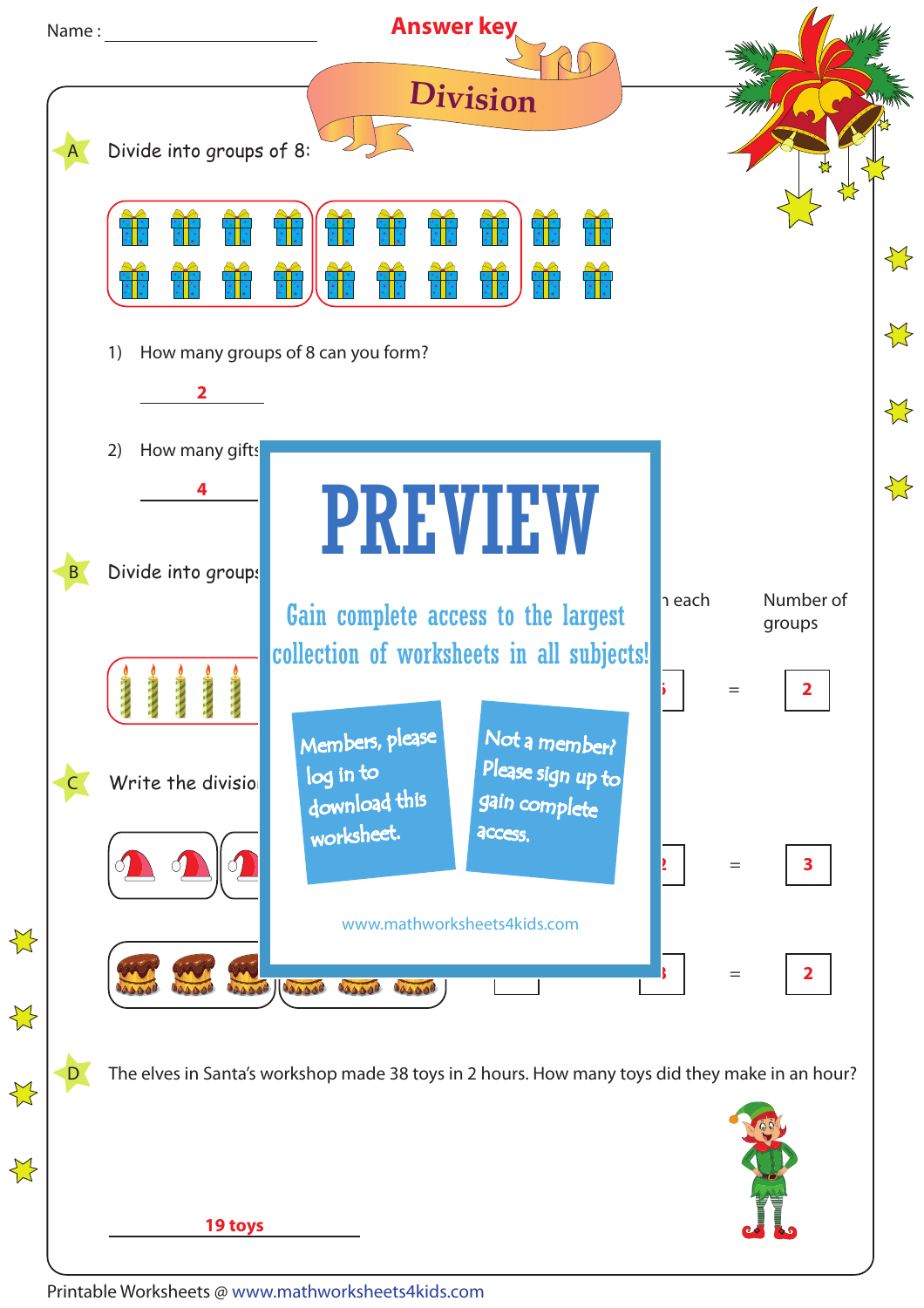Name : ____________________

**Answer key**

# Division

**A** Divide into groups of 8:

1) How many groups of 8 can you form?

**2**

2) How many gifts

**4**

**B** Divide into groups

n each

Number of groups

= **2**

**C** Write the division

= **3**

= **2**

PREVIEW

Gain complete access to the largest collection of worksheets in all subjects!

Members, please log in to download this worksheet.

Not a member? Please sign up to gain complete access.

www.mathworksheets4kids.com

**D** The elves in Santa's workshop made 38 toys in 2 hours. How many toys did they make in an hour?

**19 toys**

Printable Worksheets @ www.mathworksheets4kids.com